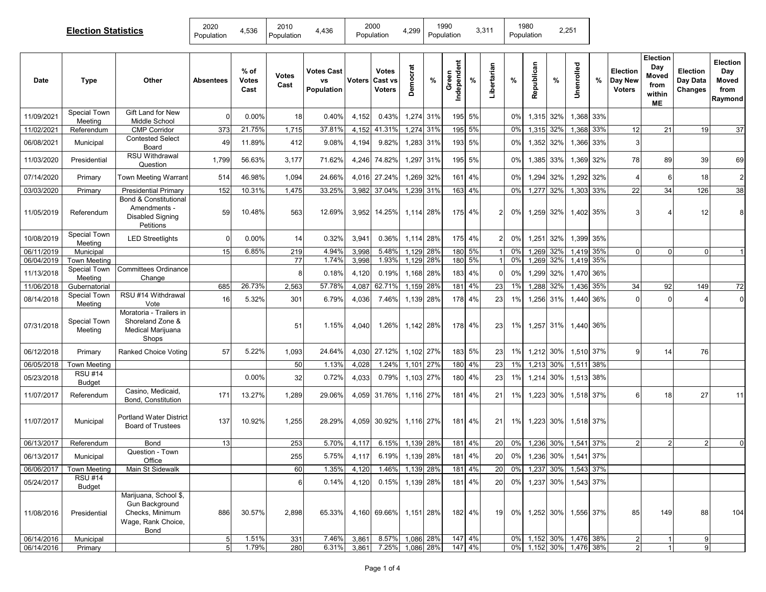## Election Statistics

| 2020 Population | 4,536 | 2010 Population | 4,436 | 2000 Population | 4,299 | 1990 Population | 3,311 | 1980 Population | 2,251 |
|---|---|---|---|---|---|---|---|---|---|

| Date | Type | Other | Absentees | % of Votes Cast | Votes Cast | Votes Cast vs Population | Voters | Votes Cast vs Voters | Democrat | % | Green Independent | % | Libertarian | % | Republican | % | Unenrolled | % | Election Day New Voters | Election Day Moved from within ME | Election Day Data Changes | Election Day Moved from Raymond |
|---|---|---|---|---|---|---|---|---|---|---|---|---|---|---|---|---|---|---|---|---|---|---|
| 11/09/2021 | Special Town Meeting | Gift Land for New Middle School | 0 | 0.00% | 18 | 0.40% | 4,152 | 0.43% | 1,274 | 31% | 195 | 5% | | 0% | 1,315 | 32% | 1,368 | 33% | | | | |
| 11/02/2021 | Referendum | CMP Corridor | 373 | 21.75% | 1,715 | 37.81% | 4,152 | 41.31% | 1,274 | 31% | 195 | 5% | | 0% | 1,315 | 32% | 1,368 | 33% | 12 | 21 | 19 | 37 |
| 06/08/2021 | Municipal | Contested Select Board | 49 | 11.89% | 412 | 9.08% | 4,194 | 9.82% | 1,283 | 31% | 193 | 5% | | 0% | 1,352 | 32% | 1,366 | 33% | 3 | | | |
| 11/03/2020 | Presidential | RSU Withdrawal Question | 1,799 | 56.63% | 3,177 | 71.62% | 4,246 | 74.82% | 1,297 | 31% | 195 | 5% | | 0% | 1,385 | 33% | 1,369 | 32% | 78 | 89 | 39 | 69 |
| 07/14/2020 | Primary | Town Meeting Warrant | 514 | 46.98% | 1,094 | 24.66% | 4,016 | 27.24% | 1,269 | 32% | 161 | 4% | | 0% | 1,294 | 32% | 1,292 | 32% | 4 | 6 | 18 | 2 |
| 03/03/2020 | Primary | Presidential Primary | 152 | 10.31% | 1,475 | 33.25% | 3,982 | 37.04% | 1,239 | 31% | 163 | 4% | | 0% | 1,277 | 32% | 1,303 | 33% | 22 | 34 | 126 | 38 |
| 11/05/2019 | Referendum | Bond & Constitutional Amendments - Disabled Signing Petitions | 59 | 10.48% | 563 | 12.69% | 3,952 | 14.25% | 1,114 | 28% | 175 | 4% | 2 | 0% | 1,259 | 32% | 1,402 | 35% | 3 | 4 | 12 | 8 |
| 10/08/2019 | Special Town Meeting | LED Streetlights | 0 | 0.00% | 14 | 0.32% | 3,941 | 0.36% | 1,114 | 28% | 175 | 4% | 2 | 0% | 1,251 | 32% | 1,399 | 35% | | | | |
| 06/11/2019 | Municipal | | 15 | 6.85% | 219 | 4.94% | 3,998 | 5.48% | 1,129 | 28% | 180 | 5% | 1 | 0% | 1,269 | 32% | 1,419 | 35% | 0 | 0 | 0 | 1 |
| 06/04/2019 | Town Meeting | | | | 77 | 1.74% | 3,998 | 1.93% | 1,129 | 28% | 180 | 5% | 1 | 0% | 1,269 | 32% | 1,419 | 35% | | | | |
| 11/13/2018 | Special Town Meeting | Committees Ordinance Change | | | 8 | 0.18% | 4,120 | 0.19% | 1,168 | 28% | 183 | 4% | 0 | 0% | 1,299 | 32% | 1,470 | 36% | | | | |
| 11/06/2018 | Gubernatorial | | 685 | 26.73% | 2,563 | 57.78% | 4,087 | 62.71% | 1,159 | 28% | 181 | 4% | 23 | 1% | 1,288 | 32% | 1,436 | 35% | 34 | 92 | 149 | 72 |
| 08/14/2018 | Special Town Meeting | RSU #14 Withdrawal Vote | 16 | 5.32% | 301 | 6.79% | 4,036 | 7.46% | 1,139 | 28% | 178 | 4% | 23 | 1% | 1,256 | 31% | 1,440 | 36% | 0 | 0 | 4 | 0 |
| 07/31/2018 | Special Town Meeting | Moratoria - Trailers in Shoreland Zone & Medical Marijuana Shops | | | 51 | 1.15% | 4,040 | 1.26% | 1,142 | 28% | 178 | 4% | 23 | 1% | 1,257 | 31% | 1,440 | 36% | | | | |
| 06/12/2018 | Primary | Ranked Choice Voting | 57 | 5.22% | 1,093 | 24.64% | 4,030 | 27.12% | 1,102 | 27% | 183 | 5% | 23 | 1% | 1,212 | 30% | 1,510 | 37% | 9 | 14 | 76 | |
| 06/05/2018 | Town Meeting | | | | 50 | 1.13% | 4,028 | 1.24% | 1,101 | 27% | 180 | 4% | 23 | 1% | 1,213 | 30% | 1,511 | 38% | | | | |
| 05/23/2018 | RSU #14 Budget | | | 0.00% | 32 | 0.72% | 4,033 | 0.79% | 1,103 | 27% | 180 | 4% | 23 | 1% | 1,214 | 30% | 1,513 | 38% | | | | |
| 11/07/2017 | Referendum | Casino, Medicaid, Bond, Constitution | 171 | 13.27% | 1,289 | 29.06% | 4,059 | 31.76% | 1,116 | 27% | 181 | 4% | 21 | 1% | 1,223 | 30% | 1,518 | 37% | 6 | 18 | 27 | 11 |
| 11/07/2017 | Municipal | Portland Water District Board of Trustees | 137 | 10.92% | 1,255 | 28.29% | 4,059 | 30.92% | 1,116 | 27% | 181 | 4% | 21 | 1% | 1,223 | 30% | 1,518 | 37% | | | | |
| 06/13/2017 | Referendum | Bond | 13 | | 253 | 5.70% | 4,117 | 6.15% | 1,139 | 28% | 181 | 4% | 20 | 0% | 1,236 | 30% | 1,541 | 37% | 2 | 2 | 2 | 0 |
| 06/13/2017 | Municipal | Question - Town Office | | | 255 | 5.75% | 4,117 | 6.19% | 1,139 | 28% | 181 | 4% | 20 | 0% | 1,236 | 30% | 1,541 | 37% | | | | |
| 06/06/2017 | Town Meeting | Main St Sidewalk | | | 60 | 1.35% | 4,120 | 1.46% | 1,139 | 28% | 181 | 4% | 20 | 0% | 1,237 | 30% | 1,543 | 37% | | | | |
| 05/24/2017 | RSU #14 Budget | | | | 6 | 0.14% | 4,120 | 0.15% | 1,139 | 28% | 181 | 4% | 20 | 0% | 1,237 | 30% | 1,543 | 37% | | | | |
| 11/08/2016 | Presidential | Marijuana, School $, Gun Background Checks, Minimum Wage, Rank Choice, Bond | 886 | 30.57% | 2,898 | 65.33% | 4,160 | 69.66% | 1,151 | 28% | 182 | 4% | 19 | 0% | 1,252 | 30% | 1,556 | 37% | 85 | 149 | 88 | 104 |
| 06/14/2016 | Municipal | | 5 | 1.51% | 331 | 7.46% | 3,861 | 8.57% | 1,086 | 28% | 147 | 4% | | 0% | 1,152 | 30% | 1,476 | 38% | 2 | 1 | 9 | |
| 06/14/2016 | Primary | | 5 | 1.79% | 280 | 6.31% | 3,861 | 7.25% | 1,086 | 28% | 147 | 4% | | 0% | 1,152 | 30% | 1,476 | 38% | 2 | 1 | 9 | |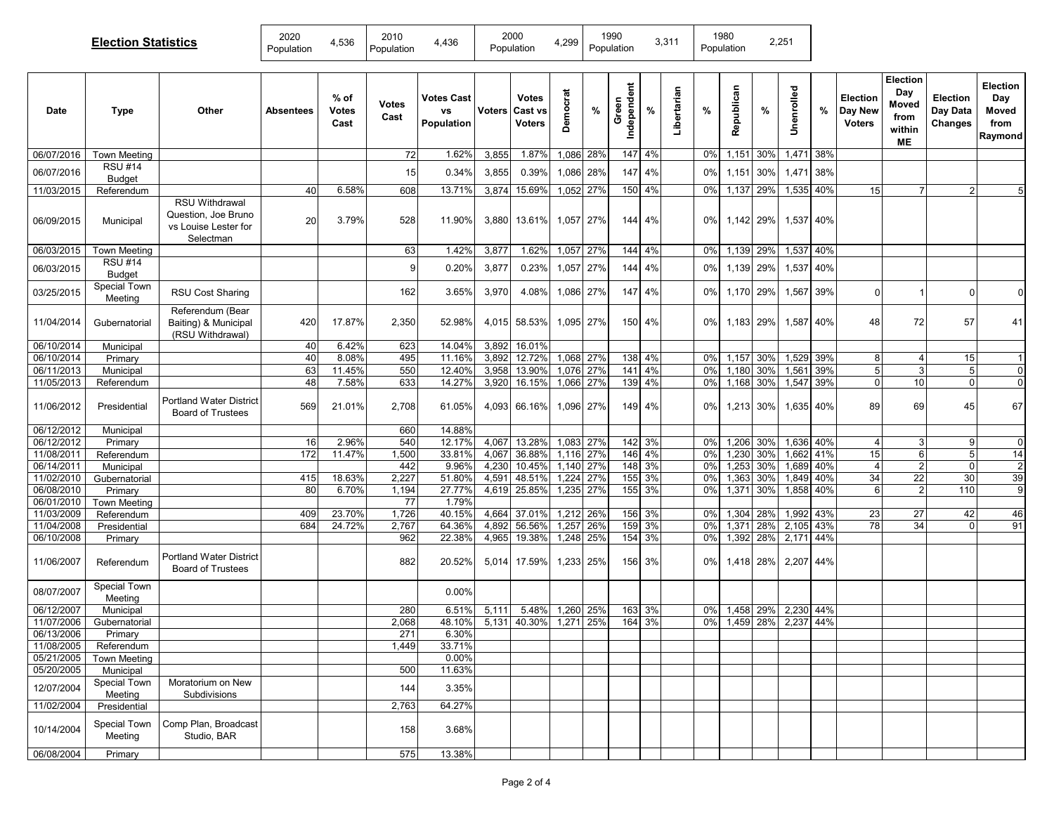**Election Statistics**

| 2020 Population | 4,536 | 2010 Population | 4,436 | 2000 Population | 4,299 | 1990 Population | 3,311 | 1980 Population | 2,251 |
|---|---|---|---|---|---|---|---|---|---|

| Date | Type | Other | Absentees | % of Votes Cast | Votes Cast | Votes Cast vs Population | Voters | Votes Cast vs Voters | Democrat | % | Green Independent | % | Libertarian | % | Republican | % | Unenrolled | % | Election Day New Voters | Election Day Moved from within ME | Election Day Data Changes | Election Day Moved from Raymond |
|---|---|---|---|---|---|---|---|---|---|---|---|---|---|---|---|---|---|---|---|---|---|---|
| 06/07/2016 | Town Meeting | | | | 72 | 1.62% | 3,855 | 1.87% | 1,086 | 28% | 147 | 4% | | 0% | 1,151 | 30% | 1,471 | 38% | | | | |
| 06/07/2016 | RSU #14 Budget | | | | 15 | 0.34% | 3,855 | 0.39% | 1,086 | 28% | 147 | 4% | | 0% | 1,151 | 30% | 1,471 | 38% | | | | |
| 11/03/2015 | Referendum | | 40 | 6.58% | 608 | 13.71% | 3,874 | 15.69% | 1,052 | 27% | 150 | 4% | | 0% | 1,137 | 29% | 1,535 | 40% | 15 | 7 | 2 | 5 |
| 06/09/2015 | Municipal | RSU Withdrawal Question, Joe Bruno vs Louise Lester for Selectman | 20 | 3.79% | 528 | 11.90% | 3,880 | 13.61% | 1,057 | 27% | 144 | 4% | | 0% | 1,142 | 29% | 1,537 | 40% | | | | |
| 06/03/2015 | Town Meeting | | | | 63 | 1.42% | 3,877 | 1.62% | 1,057 | 27% | 144 | 4% | | 0% | 1,139 | 29% | 1,537 | 40% | | | | |
| 06/03/2015 | RSU #14 Budget | | | | 9 | 0.20% | 3,877 | 0.23% | 1,057 | 27% | 144 | 4% | | 0% | 1,139 | 29% | 1,537 | 40% | | | | |
| 03/25/2015 | Special Town Meeting | RSU Cost Sharing | | | 162 | 3.65% | 3,970 | 4.08% | 1,086 | 27% | 147 | 4% | | 0% | 1,170 | 29% | 1,567 | 39% | 0 | 1 | 0 | 0 |
| 11/04/2014 | Gubernatorial | Referendum (Bear Baiting) & Municipal (RSU Withdrawal) | 420 | 17.87% | 2,350 | 52.98% | 4,015 | 58.53% | 1,095 | 27% | 150 | 4% | | 0% | 1,183 | 29% | 1,587 | 40% | 48 | 72 | 57 | 41 |
| 06/10/2014 | Municipal | | 40 | 6.42% | 623 | 14.04% | 3,892 | 16.01% | | | | | | | | | | | | | | |
| 06/10/2014 | Primary | | 40 | 8.08% | 495 | 11.16% | 3,892 | 12.72% | 1,068 | 27% | 138 | 4% | | 0% | 1,157 | 30% | 1,529 | 39% | 8 | 4 | 15 | 1 |
| 06/11/2013 | Municipal | | 63 | 11.45% | 550 | 12.40% | 3,958 | 13.90% | 1,076 | 27% | 141 | 4% | | 0% | 1,180 | 30% | 1,561 | 39% | 5 | 3 | 5 | 0 |
| 11/05/2013 | Referendum | | 48 | 7.58% | 633 | 14.27% | 3,920 | 16.15% | 1,066 | 27% | 139 | 4% | | 0% | 1,168 | 30% | 1,547 | 39% | 0 | 10 | 0 | 0 |
| 11/06/2012 | Presidential | Portland Water District Board of Trustees | 569 | 21.01% | 2,708 | 61.05% | 4,093 | 66.16% | 1,096 | 27% | 149 | 4% | | 0% | 1,213 | 30% | 1,635 | 40% | 89 | 69 | 45 | 67 |
| 06/12/2012 | Municipal | | | | 660 | 14.88% | | | | | | | | | | | | | | | | |
| 06/12/2012 | Primary | | 16 | 2.96% | 540 | 12.17% | 4,067 | 13.28% | 1,083 | 27% | 142 | 3% | | 0% | 1,206 | 30% | 1,636 | 40% | 4 | 3 | 9 | 0 |
| 11/08/2011 | Referendum | | 172 | 11.47% | 1,500 | 33.81% | 4,067 | 36.88% | 1,116 | 27% | 146 | 4% | | 0% | 1,230 | 30% | 1,662 | 41% | 15 | 6 | 5 | 14 |
| 06/14/2011 | Municipal | | | | 442 | 9.96% | 4,230 | 10.45% | 1,140 | 27% | 148 | 3% | | 0% | 1,253 | 30% | 1,689 | 40% | 4 | 2 | 0 | 2 |
| 11/02/2010 | Gubernatorial | | 415 | 18.63% | 2,227 | 51.80% | 4,591 | 48.51% | 1,224 | 27% | 155 | 3% | | 0% | 1,363 | 30% | 1,849 | 40% | 34 | 22 | 30 | 39 |
| 06/08/2010 | Primary | | 80 | 6.70% | 1,194 | 27.77% | 4,619 | 25.85% | 1,235 | 27% | 155 | 3% | | 0% | 1,371 | 30% | 1,858 | 40% | 6 | 2 | 110 | 9 |
| 06/01/2010 | Town Meeting | | | | 77 | 1.79% | | | | | | | | | | | | | | | | |
| 11/03/2009 | Referendum | | 409 | 23.70% | 1,726 | 40.15% | 4,664 | 37.01% | 1,212 | 26% | 156 | 3% | | 0% | 1,304 | 28% | 1,992 | 43% | 23 | 27 | 42 | 46 |
| 11/04/2008 | Presidential | | 684 | 24.72% | 2,767 | 64.36% | 4,892 | 56.56% | 1,257 | 26% | 159 | 3% | | 0% | 1,371 | 28% | 2,105 | 43% | 78 | 34 | 0 | 91 |
| 06/10/2008 | Primary | | | | 962 | 22.38% | 4,965 | 19.38% | 1,248 | 25% | 154 | 3% | | 0% | 1,392 | 28% | 2,171 | 44% | | | | |
| 11/06/2007 | Referendum | Portland Water District Board of Trustees | | | 882 | 20.52% | 5,014 | 17.59% | 1,233 | 25% | 156 | 3% | | 0% | 1,418 | 28% | 2,207 | 44% | | | | |
| 08/07/2007 | Special Town Meeting | | | | | 0.00% | | | | | | | | | | | | | | | | |
| 06/12/2007 | Municipal | | | | 280 | 6.51% | 5,111 | 5.48% | 1,260 | 25% | 163 | 3% | | 0% | 1,458 | 29% | 2,230 | 44% | | | | |
| 11/07/2006 | Gubernatorial | | | | 2,068 | 48.10% | 5,131 | 40.30% | 1,271 | 25% | 164 | 3% | | 0% | 1,459 | 28% | 2,237 | 44% | | | | |
| 06/13/2006 | Primary | | | | 271 | 6.30% | | | | | | | | | | | | | | | | |
| 11/08/2005 | Referendum | | | | 1,449 | 33.71% | | | | | | | | | | | | | | | | |
| 05/21/2005 | Town Meeting | | | | | 0.00% | | | | | | | | | | | | | | | | |
| 05/20/2005 | Municipal | | | | 500 | 11.63% | | | | | | | | | | | | | | | | |
| 12/07/2004 | Special Town Meeting | Moratorium on New Subdivisions | | | 144 | 3.35% | | | | | | | | | | | | | | | | |
| 11/02/2004 | Presidential | | | | 2,763 | 64.27% | | | | | | | | | | | | | | | | |
| 10/14/2004 | Special Town Meeting | Comp Plan, Broadcast Studio, BAR | | | 158 | 3.68% | | | | | | | | | | | | | | | | |
| 06/08/2004 | Primary | | | | 575 | 13.38% | | | | | | | | | | | | | | | | |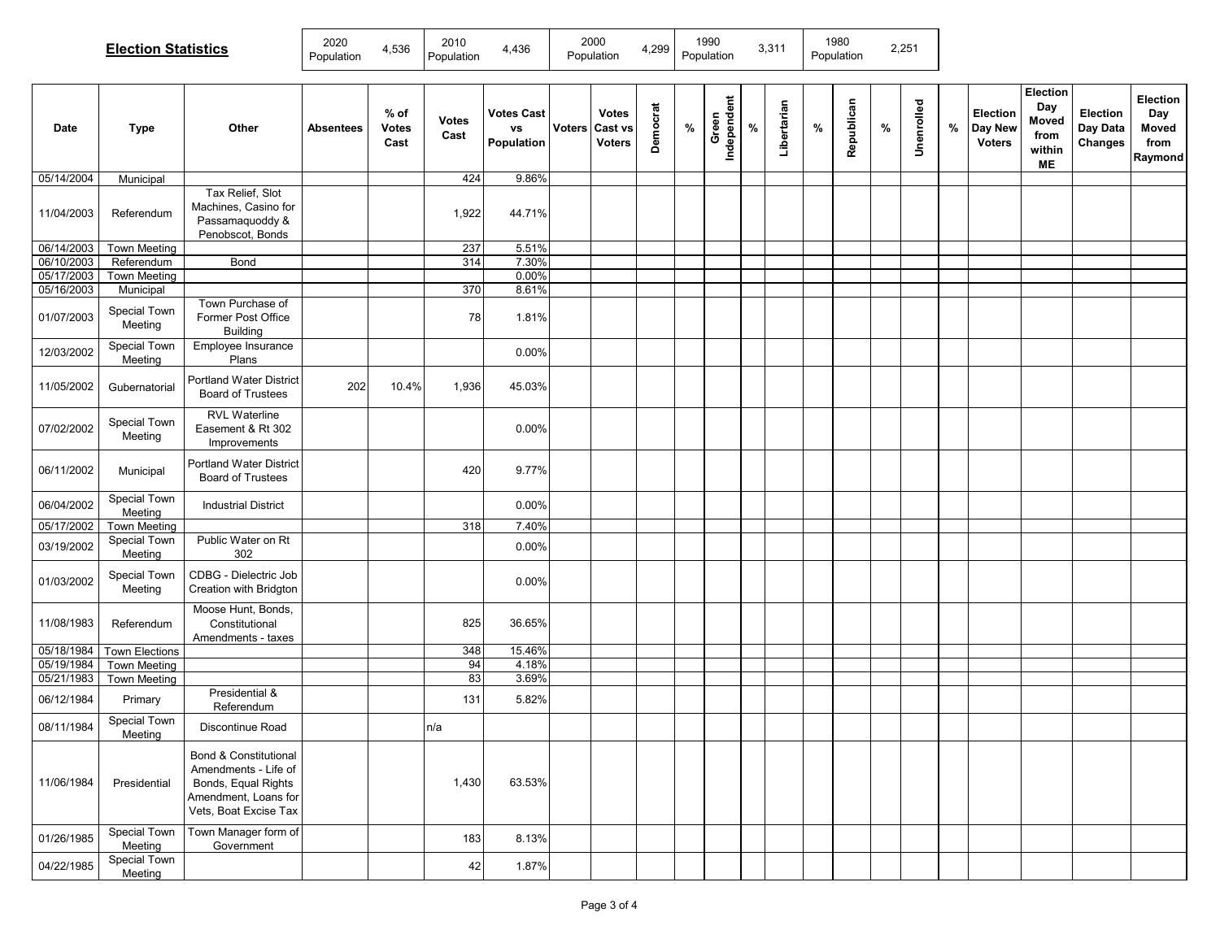## Election Statistics

| 2020 Population | 4,536 | 2010 Population | 4,436 | 2000 Population | 4,299 | 1990 Population | 3,311 | 1980 Population | 2,251 |
|---|---|---|---|---|---|---|---|---|---|

| Date | Type | Other | Absentees | % of Votes Cast | Votes Cast | Votes Cast vs Population | Voters | Votes Cast vs Voters | Democrat | % | Green Independent | % | Libertarian | % | Republican | % | Unenrolled | % | Election Day New Voters | Election Day Moved from within ME | Election Day Data Changes | Election Day Moved from Raymond |
|---|---|---|---|---|---|---|---|---|---|---|---|---|---|---|---|---|---|---|---|---|---|---|
| 05/14/2004 | Municipal | | | | 424 | 9.86% | | | | | | | | | | | | | | | | |
| 11/04/2003 | Referendum | Tax Relief, Slot Machines, Casino for Passamaquoddy & Penobscot, Bonds | | | 1,922 | 44.71% | | | | | | | | | | | | | | | | |
| 06/14/2003 | Town Meeting | | | | 237 | 5.51% | | | | | | | | | | | | | | | | |
| 06/10/2003 | Referendum | Bond | | | 314 | 7.30% | | | | | | | | | | | | | | | | |
| 05/17/2003 | Town Meeting | | | | | 0.00% | | | | | | | | | | | | | | | | |
| 05/16/2003 | Municipal | | | | 370 | 8.61% | | | | | | | | | | | | | | | | |
| 01/07/2003 | Special Town Meeting | Town Purchase of Former Post Office Building | | | 78 | 1.81% | | | | | | | | | | | | | | | | |
| 12/03/2002 | Special Town Meeting | Employee Insurance Plans | | | | 0.00% | | | | | | | | | | | | | | | | |
| 11/05/2002 | Gubernatorial | Portland Water District Board of Trustees | 202 | 10.4% | 1,936 | 45.03% | | | | | | | | | | | | | | | | |
| 07/02/2002 | Special Town Meeting | RVL Waterline Easement & Rt 302 Improvements | | | | 0.00% | | | | | | | | | | | | | | | | |
| 06/11/2002 | Municipal | Portland Water District Board of Trustees | | | 420 | 9.77% | | | | | | | | | | | | | | | | |
| 06/04/2002 | Special Town Meeting | Industrial District | | | | 0.00% | | | | | | | | | | | | | | | | |
| 05/17/2002 | Town Meeting | | | | 318 | 7.40% | | | | | | | | | | | | | | | | |
| 03/19/2002 | Special Town Meeting | Public Water on Rt 302 | | | | 0.00% | | | | | | | | | | | | | | | | |
| 01/03/2002 | Special Town Meeting | CDBG - Dielectric Job Creation with Bridgton | | | | 0.00% | | | | | | | | | | | | | | | | |
| 11/08/1983 | Referendum | Moose Hunt, Bonds, Constitutional Amendments - taxes | | | 825 | 36.65% | | | | | | | | | | | | | | | | |
| 05/18/1984 | Town Elections | | | | 348 | 15.46% | | | | | | | | | | | | | | | | |
| 05/19/1984 | Town Meeting | | | | 94 | 4.18% | | | | | | | | | | | | | | | | |
| 05/21/1983 | Town Meeting | | | | 83 | 3.69% | | | | | | | | | | | | | | | | |
| 06/12/1984 | Primary | Presidential & Referendum | | | 131 | 5.82% | | | | | | | | | | | | | | | | |
| 08/11/1984 | Special Town Meeting | Discontinue Road | | | n/a | | | | | | | | | | | | | | | | | |
| 11/06/1984 | Presidential | Bond & Constitutional Amendments - Life of Bonds, Equal Rights Amendment, Loans for Vets, Boat Excise Tax | | | 1,430 | 63.53% | | | | | | | | | | | | | | | | |
| 01/26/1985 | Special Town Meeting | Town Manager form of Government | | | 183 | 8.13% | | | | | | | | | | | | | | | | |
| 04/22/1985 | Special Town Meeting | | | | 42 | 1.87% | | | | | | | | | | | | | | | | |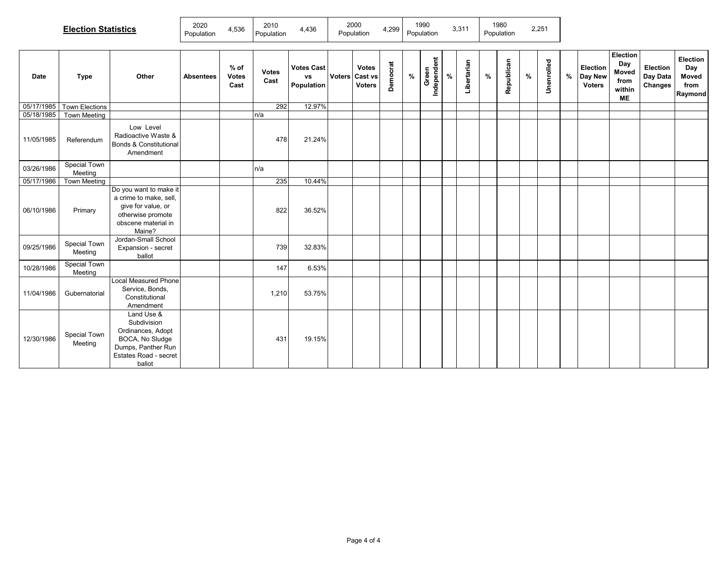## Election Statistics

| 2020 Population | 4,536 | 2010 Population | 4,436 | 2000 Population | 4,299 | 1990 Population | 3,311 | 1980 Population | 2,251 |
|---|---|---|---|---|---|---|---|---|---|

| Date | Type | Other | Absentees | % of Votes Cast | Votes Cast | Votes Cast vs Population | Voters | Votes Cast vs Voters | Democrat | % | Green Independent | % | Libertarian | % | Republican | % | Unenrolled | % | Election Day New Voters | Election Day Moved from within ME | Election Day Data Changes | Election Day Moved from Raymond |
|---|---|---|---|---|---|---|---|---|---|---|---|---|---|---|---|---|---|---|---|---|---|---|
| 05/17/1985 | Town Elections | | | | 292 | 12.97% | | | | | | | | | | | | | | | | |
| 05/18/1985 | Town Meeting | | | | n/a | | | | | | | | | | | | | | | | | |
| 11/05/1985 | Referendum | Low Level Radioactive Waste & Bonds & Constitutional Amendment | | | 478 | 21.24% | | | | | | | | | | | | | | | | |
| 03/26/1986 | Special Town Meeting | | | | n/a | | | | | | | | | | | | | | | | | |
| 05/17/1986 | Town Meeting | | | | 235 | 10.44% | | | | | | | | | | | | | | | | |
| 06/10/1986 | Primary | Do you want to make it a crime to make, sell, give for value, or otherwise promote obscene material in Maine? | | | 822 | 36.52% | | | | | | | | | | | | | | | | |
| 09/25/1986 | Special Town Meeting | Jordan-Small School Expansion - secret ballot | | | 739 | 32.83% | | | | | | | | | | | | | | | | |
| 10/28/1986 | Special Town Meeting | | | | 147 | 6.53% | | | | | | | | | | | | | | | | |
| 11/04/1986 | Gubernatorial | Local Measured Phone Service, Bonds, Constitutional Amendment | | | 1,210 | 53.75% | | | | | | | | | | | | | | | | |
| 12/30/1986 | Special Town Meeting | Land Use & Subdivision Ordinances, Adopt BOCA, No Sludge Dumps, Panther Run Estates Road - secret ballot | | | 431 | 19.15% | | | | | | | | | | | | | | | | |